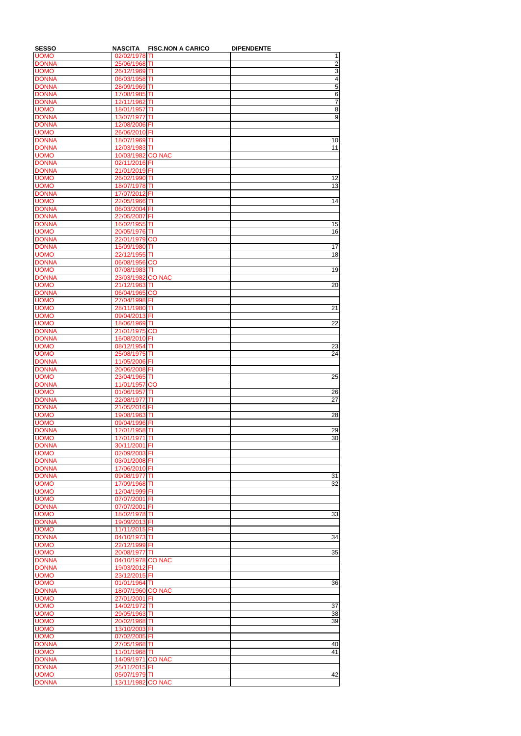| SESSO | NASCITA | FISC.NON A CARICO | DIPENDENTE |
| --- | --- | --- | --- |
| UOMO | 02/02/1978 | TI | 1 |
| DONNA | 25/06/1968 | TI | 2 |
| UOMO | 26/12/1969 | TI | 3 |
| DONNA | 06/03/1958 | TI | 4 |
| DONNA | 28/09/1969 | TI | 5 |
| DONNA | 17/08/1985 | TI | 6 |
| DONNA | 12/11/1962 | TI | 7 |
| UOMO | 18/01/1957 | TI | 8 |
| DONNA | 13/07/1977 | TI | 9 |
| DONNA | 12/08/2006 | FI | |
| UOMO | 26/06/2010 | FI | |
| DONNA | 18/07/1969 | TI | 10 |
| DONNA | 12/03/1983 | TI | 11 |
| UOMO | 10/03/1982 | CO NAC | |
| DONNA | 02/11/2016 | FI | |
| DONNA | 21/01/2019 | FI | |
| UOMO | 26/02/1990 | TI | 12 |
| UOMO | 18/07/1978 | TI | 13 |
| DONNA | 17/07/2012 | FI | |
| UOMO | 22/05/1966 | TI | 14 |
| DONNA | 06/03/2004 | FI | |
| DONNA | 22/05/2007 | FI | |
| DONNA | 16/02/1955 | TI | 15 |
| UOMO | 20/05/1976 | TI | 16 |
| DONNA | 22/01/1979 | CO | |
| DONNA | 15/09/1980 | TI | 17 |
| UOMO | 22/12/1955 | TI | 18 |
| DONNA | 06/08/1956 | CO | |
| UOMO | 07/08/1983 | TI | 19 |
| DONNA | 23/03/1982 | CO NAC | |
| UOMO | 21/12/1963 | TI | 20 |
| DONNA | 06/04/1965 | CO | |
| UOMO | 27/04/1998 | FI | |
| UOMO | 28/11/1980 | TI | 21 |
| UOMO | 09/04/2013 | FI | |
| UOMO | 18/06/1969 | TI | 22 |
| DONNA | 21/01/1975 | CO | |
| DONNA | 16/08/2010 | FI | |
| UOMO | 08/12/1954 | TI | 23 |
| UOMO | 25/08/1975 | TI | 24 |
| DONNA | 11/05/2006 | FI | |
| DONNA | 20/06/2008 | FI | |
| UOMO | 23/04/1965 | TI | 25 |
| DONNA | 11/01/1957 | CO | |
| UOMO | 01/06/1957 | TI | 26 |
| DONNA | 22/08/1977 | TI | 27 |
| DONNA | 21/05/2016 | FI | |
| UOMO | 19/08/1963 | TI | 28 |
| UOMO | 09/04/1996 | FI | |
| DONNA | 12/01/1958 | TI | 29 |
| UOMO | 17/01/1971 | TI | 30 |
| DONNA | 30/11/2001 | FI | |
| UOMO | 02/09/2003 | FI | |
| DONNA | 03/01/2008 | FI | |
| DONNA | 17/06/2010 | FI | |
| DONNA | 09/08/1977 | TI | 31 |
| UOMO | 17/09/1968 | TI | 32 |
| UOMO | 12/04/1999 | FI | |
| UOMO | 07/07/2001 | FI | |
| DONNA | 07/07/2001 | FI | |
| UOMO | 18/02/1978 | TI | 33 |
| DONNA | 19/09/2013 | FI | |
| UOMO | 11/11/2015 | FI | |
| DONNA | 04/10/1973 | TI | 34 |
| UOMO | 22/12/1999 | FI | |
| UOMO | 20/08/1977 | TI | 35 |
| DONNA | 04/10/1978 | CO NAC | |
| DONNA | 19/03/2012 | FI | |
| UOMO | 23/12/2015 | FI | |
| UOMO | 01/01/1964 | TI | 36 |
| DONNA | 18/07/1960 | CO NAC | |
| UOMO | 27/01/2001 | FI | |
| UOMO | 14/02/1972 | TI | 37 |
| UOMO | 29/05/1963 | TI | 38 |
| UOMO | 20/02/1968 | TI | 39 |
| UOMO | 13/10/2003 | FI | |
| UOMO | 07/02/2005 | FI | |
| DONNA | 27/05/1968 | TI | 40 |
| UOMO | 11/01/1968 | TI | 41 |
| DONNA | 14/09/1971 | CO NAC | |
| DONNA | 25/11/2015 | FI | |
| UOMO | 05/07/1979 | TI | 42 |
| DONNA | 13/11/1982 | CO NAC | |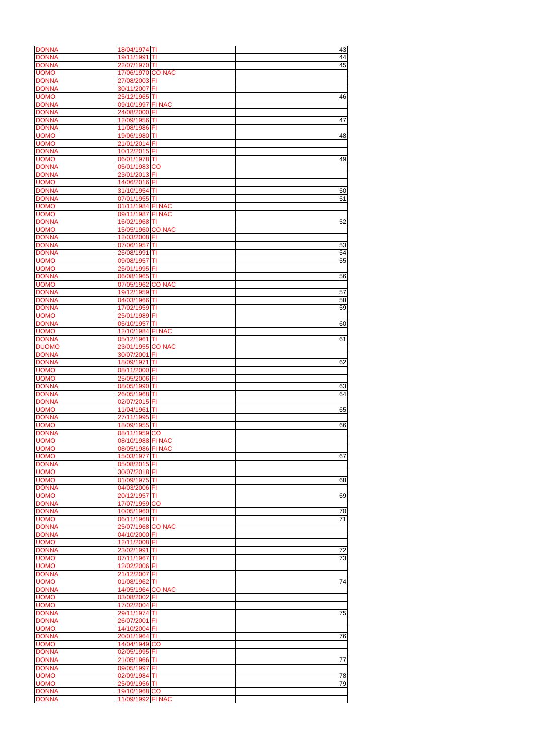| | | | |
|---|---|---|---|
| DONNA | 18/04/1974 | TI | 43 |
| DONNA | 19/11/1991 | TI | 44 |
| DONNA | 22/07/1970 | TI | 45 |
| UOMO | 17/06/1970 | CO NAC | |
| DONNA | 27/08/2003 | FI | |
| DONNA | 30/11/2007 | FI | |
| UOMO | 25/12/1965 | TI | 46 |
| DONNA | 09/10/1997 | FI NAC | |
| DONNA | 24/08/2000 | FI | |
| DONNA | 12/09/1956 | TI | 47 |
| DONNA | 11/08/1986 | FI | |
| UOMO | 19/06/1980 | TI | 48 |
| UOMO | 21/01/2014 | FI | |
| DONNA | 10/12/2015 | FI | |
| UOMO | 06/01/1978 | TI | 49 |
| DONNA | 05/01/1983 | CO | |
| DONNA | 23/01/2013 | FI | |
| UOMO | 14/06/2016 | FI | |
| DONNA | 31/10/1954 | TI | 50 |
| DONNA | 07/01/1955 | TI | 51 |
| UOMO | 01/11/1984 | FI NAC | |
| UOMO | 09/11/1987 | FI NAC | |
| DONNA | 16/02/1968 | TI | 52 |
| UOMO | 15/05/1960 | CO NAC | |
| DONNA | 12/03/2008 | FI | |
| DONNA | 07/06/1957 | TI | 53 |
| DONNA | 26/08/1991 | TI | 54 |
| UOMO | 09/08/1957 | TI | 55 |
| UOMO | 25/01/1995 | FI | |
| DONNA | 06/08/1965 | TI | 56 |
| UOMO | 07/05/1962 | CO NAC | |
| DONNA | 19/12/1959 | TI | 57 |
| DONNA | 04/03/1966 | TI | 58 |
| DONNA | 17/02/1959 | TI | 59 |
| UOMO | 25/01/1989 | FI | |
| DONNA | 05/10/1957 | TI | 60 |
| UOMO | 12/10/1984 | FI NAC | |
| DONNA | 05/12/1961 | TI | 61 |
| DUOMO | 23/01/1955 | CO NAC | |
| DONNA | 30/07/2001 | FI | |
| DONNA | 18/09/1971 | TI | 62 |
| UOMO | 08/11/2000 | FI | |
| UOMO | 25/05/2006 | FI | |
| DONNA | 08/05/1990 | TI | 63 |
| DONNA | 26/05/1968 | TI | 64 |
| DONNA | 02/07/2015 | FI | |
| UOMO | 11/04/1961 | TI | 65 |
| DONNA | 27/11/1995 | FI | |
| UOMO | 18/09/1955 | TI | 66 |
| DONNA | 08/11/1959 | CO | |
| UOMO | 08/10/1988 | FI NAC | |
| UOMO | 08/05/1986 | FI NAC | |
| UOMO | 15/03/1977 | TI | 67 |
| DONNA | 05/08/2015 | FI | |
| UOMO | 30/07/2018 | FI | |
| UOMO | 01/09/1975 | TI | 68 |
| DONNA | 04/03/2006 | FI | |
| UOMO | 20/12/1957 | TI | 69 |
| DONNA | 17/07/1959 | CO | |
| DONNA | 10/05/1960 | TI | 70 |
| UOMO | 06/11/1968 | TI | 71 |
| DONNA | 25/07/1968 | CO NAC | |
| DONNA | 04/10/2000 | FI | |
| UOMO | 12/11/2008 | FI | |
| DONNA | 23/02/1991 | TI | 72 |
| UOMO | 07/11/1967 | TI | 73 |
| UOMO | 12/02/2006 | FI | |
| DONNA | 21/12/2007 | FI | |
| UOMO | 01/08/1962 | TI | 74 |
| DONNA | 14/05/1964 | CO NAC | |
| UOMO | 03/08/2002 | FI | |
| UOMO | 17/02/2004 | FI | |
| DONNA | 29/11/1974 | TI | 75 |
| DONNA | 26/07/2001 | FI | |
| UOMO | 14/10/2004 | FI | |
| DONNA | 20/01/1964 | TI | 76 |
| UOMO | 14/04/1949 | CO | |
| DONNA | 02/05/1995 | FI | |
| DONNA | 21/05/1966 | TI | 77 |
| DONNA | 09/05/1997 | FI | |
| UOMO | 02/09/1984 | TI | 78 |
| UOMO | 25/09/1956 | TI | 79 |
| DONNA | 19/10/1968 | CO | |
| DONNA | 11/09/1992 | FI NAC | |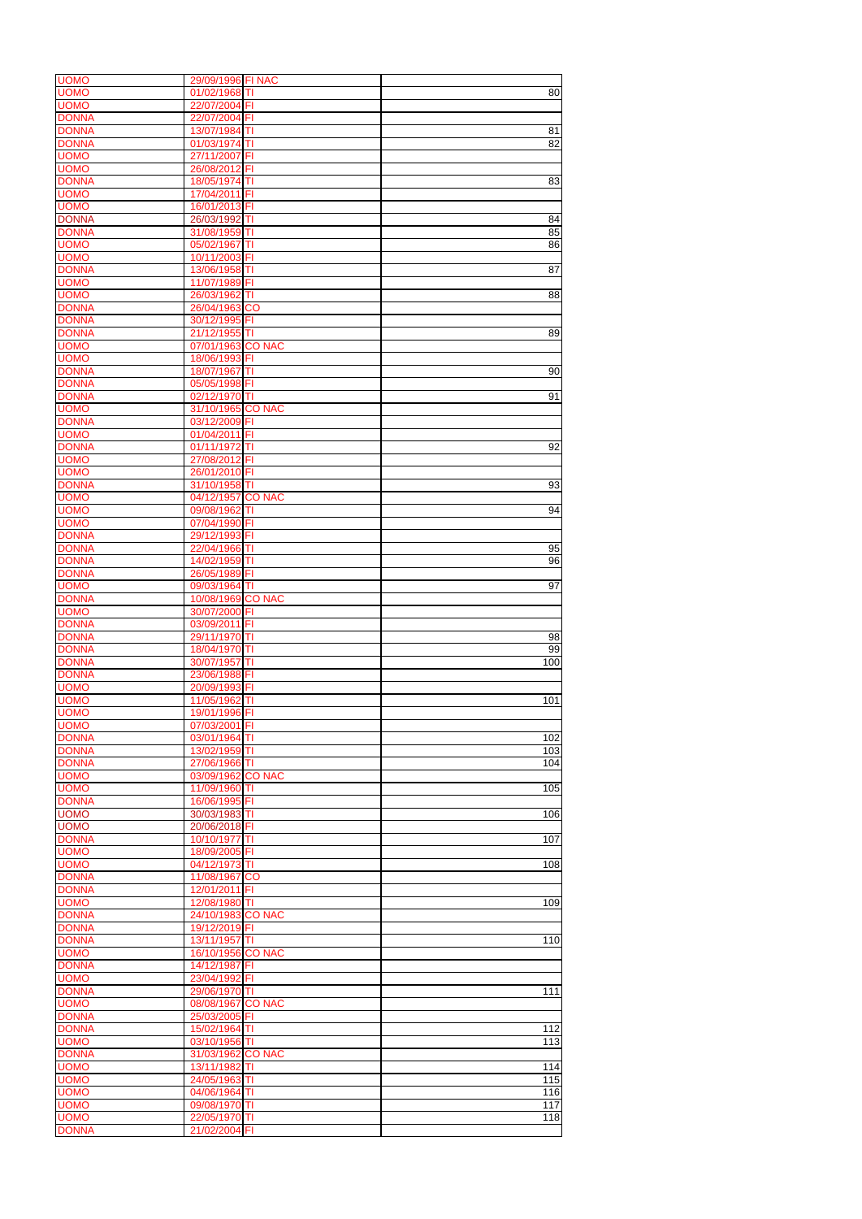| | | | |
|---|---|---|---|
| UOMO | 29/09/1996 | FI NAC | |
| UOMO | 01/02/1968 | TI | 80 |
| UOMO | 22/07/2004 | FI | |
| DONNA | 22/07/2004 | FI | |
| DONNA | 13/07/1984 | TI | 81 |
| DONNA | 01/03/1974 | TI | 82 |
| UOMO | 27/11/2007 | FI | |
| UOMO | 26/08/2012 | FI | |
| DONNA | 18/05/1974 | TI | 83 |
| UOMO | 17/04/2011 | FI | |
| UOMO | 16/01/2013 | FI | |
| DONNA | 26/03/1992 | TI | 84 |
| DONNA | 31/08/1959 | TI | 85 |
| UOMO | 05/02/1967 | TI | 86 |
| UOMO | 10/11/2003 | FI | |
| DONNA | 13/06/1958 | TI | 87 |
| UOMO | 11/07/1989 | FI | |
| UOMO | 26/03/1962 | TI | 88 |
| DONNA | 26/04/1963 | CO | |
| DONNA | 30/12/1995 | FI | |
| DONNA | 21/12/1955 | TI | 89 |
| UOMO | 07/01/1963 | CO NAC | |
| UOMO | 18/06/1993 | FI | |
| DONNA | 18/07/1967 | TI | 90 |
| DONNA | 05/05/1998 | FI | |
| DONNA | 02/12/1970 | TI | 91 |
| UOMO | 31/10/1965 | CO NAC | |
| DONNA | 03/12/2009 | FI | |
| UOMO | 01/04/2011 | FI | |
| DONNA | 01/11/1972 | TI | 92 |
| UOMO | 27/08/2012 | FI | |
| UOMO | 26/01/2010 | FI | |
| DONNA | 31/10/1958 | TI | 93 |
| UOMO | 04/12/1957 | CO NAC | |
| UOMO | 09/08/1962 | TI | 94 |
| UOMO | 07/04/1990 | FI | |
| DONNA | 29/12/1993 | FI | |
| DONNA | 22/04/1966 | TI | 95 |
| DONNA | 14/02/1959 | TI | 96 |
| DONNA | 26/05/1989 | FI | |
| UOMO | 09/03/1964 | TI | 97 |
| DONNA | 10/08/1969 | CO NAC | |
| UOMO | 30/07/2000 | FI | |
| DONNA | 03/09/2011 | FI | |
| DONNA | 29/11/1970 | TI | 98 |
| DONNA | 18/04/1970 | TI | 99 |
| DONNA | 30/07/1957 | TI | 100 |
| DONNA | 23/06/1988 | FI | |
| UOMO | 20/09/1993 | FI | |
| UOMO | 11/05/1962 | TI | 101 |
| UOMO | 19/01/1996 | FI | |
| UOMO | 07/03/2001 | FI | |
| DONNA | 03/01/1964 | TI | 102 |
| DONNA | 13/02/1959 | TI | 103 |
| DONNA | 27/06/1966 | TI | 104 |
| UOMO | 03/09/1962 | CO NAC | |
| UOMO | 11/09/1960 | TI | 105 |
| DONNA | 16/06/1995 | FI | |
| UOMO | 30/03/1983 | TI | 106 |
| UOMO | 20/06/2018 | FI | |
| DONNA | 10/10/1977 | TI | 107 |
| UOMO | 18/09/2005 | FI | |
| UOMO | 04/12/1973 | TI | 108 |
| DONNA | 11/08/1967 | CO | |
| DONNA | 12/01/2011 | FI | |
| UOMO | 12/08/1980 | TI | 109 |
| DONNA | 24/10/1983 | CO NAC | |
| DONNA | 19/12/2019 | FI | |
| DONNA | 13/11/1957 | TI | 110 |
| UOMO | 16/10/1956 | CO NAC | |
| DONNA | 14/12/1987 | FI | |
| UOMO | 23/04/1992 | FI | |
| DONNA | 29/06/1970 | TI | 111 |
| UOMO | 08/08/1967 | CO NAC | |
| DONNA | 25/03/2005 | FI | |
| DONNA | 15/02/1964 | TI | 112 |
| UOMO | 03/10/1956 | TI | 113 |
| DONNA | 31/03/1962 | CO NAC | |
| UOMO | 13/11/1982 | TI | 114 |
| UOMO | 24/05/1963 | TI | 115 |
| UOMO | 04/06/1964 | TI | 116 |
| UOMO | 09/08/1970 | TI | 117 |
| UOMO | 22/05/1970 | TI | 118 |
| DONNA | 21/02/2004 | FI | |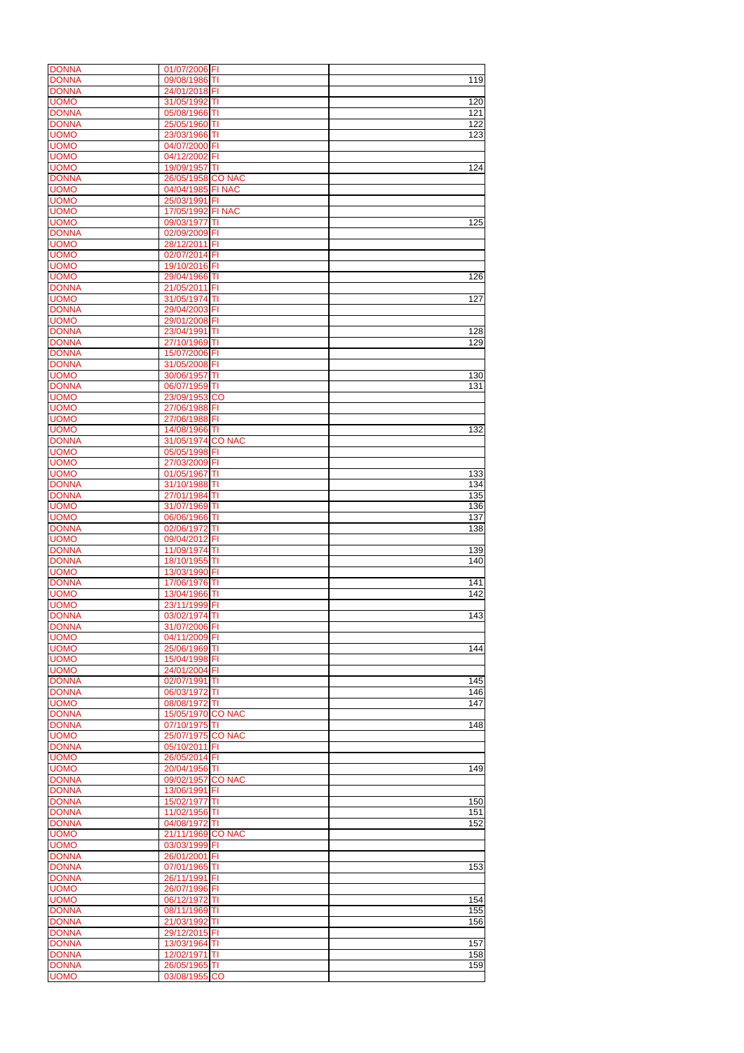| | | | |
|---|---|---|---|
| DONNA | 01/07/2006 | FI | |
| DONNA | 09/08/1986 | TI | 119 |
| DONNA | 24/01/2018 | FI | |
| UOMO | 31/05/1992 | TI | 120 |
| DONNA | 05/08/1966 | TI | 121 |
| DONNA | 25/05/1960 | TI | 122 |
| UOMO | 23/03/1966 | TI | 123 |
| UOMO | 04/07/2000 | FI | |
| UOMO | 04/12/2002 | FI | |
| UOMO | 19/09/1957 | TI | 124 |
| DONNA | 26/05/1958 | CO NAC | |
| UOMO | 04/04/1985 | FI NAC | |
| UOMO | 25/03/1991 | FI | |
| UOMO | 17/05/1992 | FI NAC | |
| UOMO | 09/03/1977 | TI | 125 |
| DONNA | 02/09/2009 | FI | |
| UOMO | 28/12/2011 | FI | |
| UOMO | 02/07/2014 | FI | |
| UOMO | 19/10/2016 | FI | |
| UOMO | 29/04/1966 | TI | 126 |
| DONNA | 21/05/2011 | FI | |
| UOMO | 31/05/1974 | TI | 127 |
| DONNA | 29/04/2003 | FI | |
| UOMO | 29/01/2008 | FI | |
| DONNA | 23/04/1991 | TI | 128 |
| DONNA | 27/10/1969 | TI | 129 |
| DONNA | 15/07/2006 | FI | |
| DONNA | 31/05/2008 | FI | |
| UOMO | 30/06/1957 | TI | 130 |
| DONNA | 06/07/1959 | TI | 131 |
| UOMO | 23/09/1953 | CO | |
| UOMO | 27/06/1988 | FI | |
| UOMO | 27/06/1988 | FI | |
| UOMO | 14/08/1966 | TI | 132 |
| DONNA | 31/05/1974 | CO NAC | |
| UOMO | 05/05/1998 | FI | |
| UOMO | 27/03/2009 | FI | |
| UOMO | 01/05/1967 | TI | 133 |
| DONNA | 31/10/1988 | TI | 134 |
| DONNA | 27/01/1984 | TI | 135 |
| UOMO | 31/07/1969 | TI | 136 |
| UOMO | 06/06/1966 | TI | 137 |
| DONNA | 02/06/1972 | TI | 138 |
| UOMO | 09/04/2012 | FI | |
| DONNA | 11/09/1974 | TI | 139 |
| DONNA | 18/10/1955 | TI | 140 |
| UOMO | 13/03/1990 | FI | |
| DONNA | 17/06/1976 | TI | 141 |
| UOMO | 13/04/1966 | TI | 142 |
| UOMO | 23/11/1999 | FI | |
| DONNA | 03/02/1974 | TI | 143 |
| DONNA | 31/07/2006 | FI | |
| UOMO | 04/11/2009 | FI | |
| UOMO | 25/06/1969 | TI | 144 |
| UOMO | 15/04/1998 | FI | |
| UOMO | 24/01/2004 | FI | |
| DONNA | 02/07/1991 | TI | 145 |
| DONNA | 06/03/1972 | TI | 146 |
| UOMO | 08/08/1972 | TI | 147 |
| DONNA | 15/05/1970 | CO NAC | |
| DONNA | 07/10/1975 | TI | 148 |
| UOMO | 25/07/1975 | CO NAC | |
| DONNA | 05/10/2011 | FI | |
| UOMO | 26/05/2014 | FI | |
| UOMO | 20/04/1956 | TI | 149 |
| DONNA | 09/02/1957 | CO NAC | |
| DONNA | 13/06/1991 | FI | |
| DONNA | 15/02/1977 | TI | 150 |
| DONNA | 11/02/1956 | TI | 151 |
| DONNA | 04/08/1972 | TI | 152 |
| UOMO | 21/11/1969 | CO NAC | |
| UOMO | 03/03/1999 | FI | |
| DONNA | 26/01/2001 | FI | |
| DONNA | 07/01/1965 | TI | 153 |
| DONNA | 26/11/1991 | FI | |
| UOMO | 26/07/1996 | FI | |
| UOMO | 06/12/1972 | TI | 154 |
| DONNA | 08/11/1969 | TI | 155 |
| DONNA | 21/03/1992 | TI | 156 |
| DONNA | 29/12/2015 | FI | |
| DONNA | 13/03/1964 | TI | 157 |
| DONNA | 12/02/1971 | TI | 158 |
| DONNA | 26/05/1965 | TI | 159 |
| UOMO | 03/08/1955 | CO | |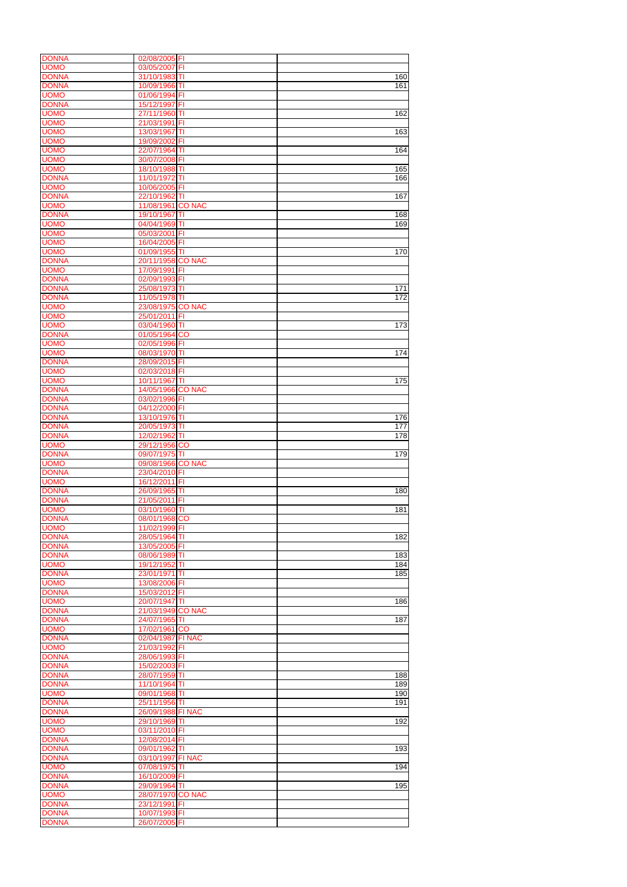| | | | |
|---|---|---|---|
| DONNA | 02/08/2005 | FI | |
| UOMO | 03/05/2007 | FI | |
| DONNA | 31/10/1983 | TI | 160 |
| DONNA | 10/09/1966 | TI | 161 |
| UOMO | 01/06/1994 | FI | |
| DONNA | 15/12/1997 | FI | |
| UOMO | 27/11/1960 | TI | 162 |
| UOMO | 21/03/1991 | FI | |
| UOMO | 13/03/1967 | TI | 163 |
| UOMO | 19/09/2002 | FI | |
| UOMO | 22/07/1964 | TI | 164 |
| UOMO | 30/07/2008 | FI | |
| UOMO | 18/10/1988 | TI | 165 |
| DONNA | 11/01/1972 | TI | 166 |
| UOMO | 10/06/2005 | FI | |
| DONNA | 22/10/1962 | TI | 167 |
| UOMO | 11/08/1961 | CO NAC | |
| DONNA | 19/10/1967 | TI | 168 |
| UOMO | 04/04/1969 | TI | 169 |
| UOMO | 05/03/2001 | FI | |
| UOMO | 16/04/2005 | FI | |
| UOMO | 01/09/1955 | TI | 170 |
| DONNA | 20/11/1958 | CO NAC | |
| UOMO | 17/09/1991 | FI | |
| DONNA | 02/09/1993 | FI | |
| DONNA | 25/08/1973 | TI | 171 |
| DONNA | 11/05/1978 | TI | 172 |
| UOMO | 23/08/1975 | CO NAC | |
| UOMO | 25/01/2011 | FI | |
| UOMO | 03/04/1960 | TI | 173 |
| DONNA | 01/05/1964 | CO | |
| UOMO | 02/05/1996 | FI | |
| UOMO | 08/03/1970 | TI | 174 |
| DONNA | 28/09/2015 | FI | |
| UOMO | 02/03/2018 | FI | |
| UOMO | 10/11/1967 | TI | 175 |
| DONNA | 14/05/1966 | CO NAC | |
| DONNA | 03/02/1996 | FI | |
| DONNA | 04/12/2000 | FI | |
| DONNA | 13/10/1976 | TI | 176 |
| DONNA | 20/05/1973 | TI | 177 |
| DONNA | 12/02/1962 | TI | 178 |
| UOMO | 29/12/1956 | CO | |
| DONNA | 09/07/1975 | TI | 179 |
| UOMO | 09/08/1966 | CO NAC | |
| DONNA | 23/04/2010 | FI | |
| UOMO | 16/12/2011 | FI | |
| DONNA | 26/09/1965 | TI | 180 |
| DONNA | 21/05/2011 | FI | |
| UOMO | 03/10/1960 | TI | 181 |
| DONNA | 08/01/1968 | CO | |
| UOMO | 11/02/1999 | FI | |
| DONNA | 28/05/1964 | TI | 182 |
| DONNA | 13/05/2005 | FI | |
| DONNA | 08/06/1989 | TI | 183 |
| UOMO | 19/12/1952 | TI | 184 |
| DONNA | 23/01/1971 | TI | 185 |
| UOMO | 13/08/2006 | FI | |
| DONNA | 15/03/2012 | FI | |
| UOMO | 20/07/1947 | TI | 186 |
| DONNA | 21/03/1949 | CO NAC | |
| DONNA | 24/07/1965 | TI | 187 |
| UOMO | 17/02/1961 | CO | |
| DONNA | 02/04/1987 | FI NAC | |
| UOMO | 21/03/1992 | FI | |
| DONNA | 28/06/1993 | FI | |
| DONNA | 15/02/2003 | FI | |
| DONNA | 28/07/1959 | TI | 188 |
| DONNA | 11/10/1964 | TI | 189 |
| UOMO | 09/01/1968 | TI | 190 |
| DONNA | 25/11/1956 | TI | 191 |
| DONNA | 26/09/1988 | FI NAC | |
| UOMO | 29/10/1969 | TI | 192 |
| UOMO | 03/11/2010 | FI | |
| DONNA | 12/08/2014 | FI | |
| DONNA | 09/01/1962 | TI | 193 |
| DONNA | 03/10/1997 | FI NAC | |
| UOMO | 07/08/1975 | TI | 194 |
| DONNA | 16/10/2009 | FI | |
| DONNA | 29/09/1964 | TI | 195 |
| UOMO | 28/07/1970 | CO NAC | |
| DONNA | 23/12/1991 | FI | |
| DONNA | 10/07/1993 | FI | |
| DONNA | 26/07/2005 | FI | |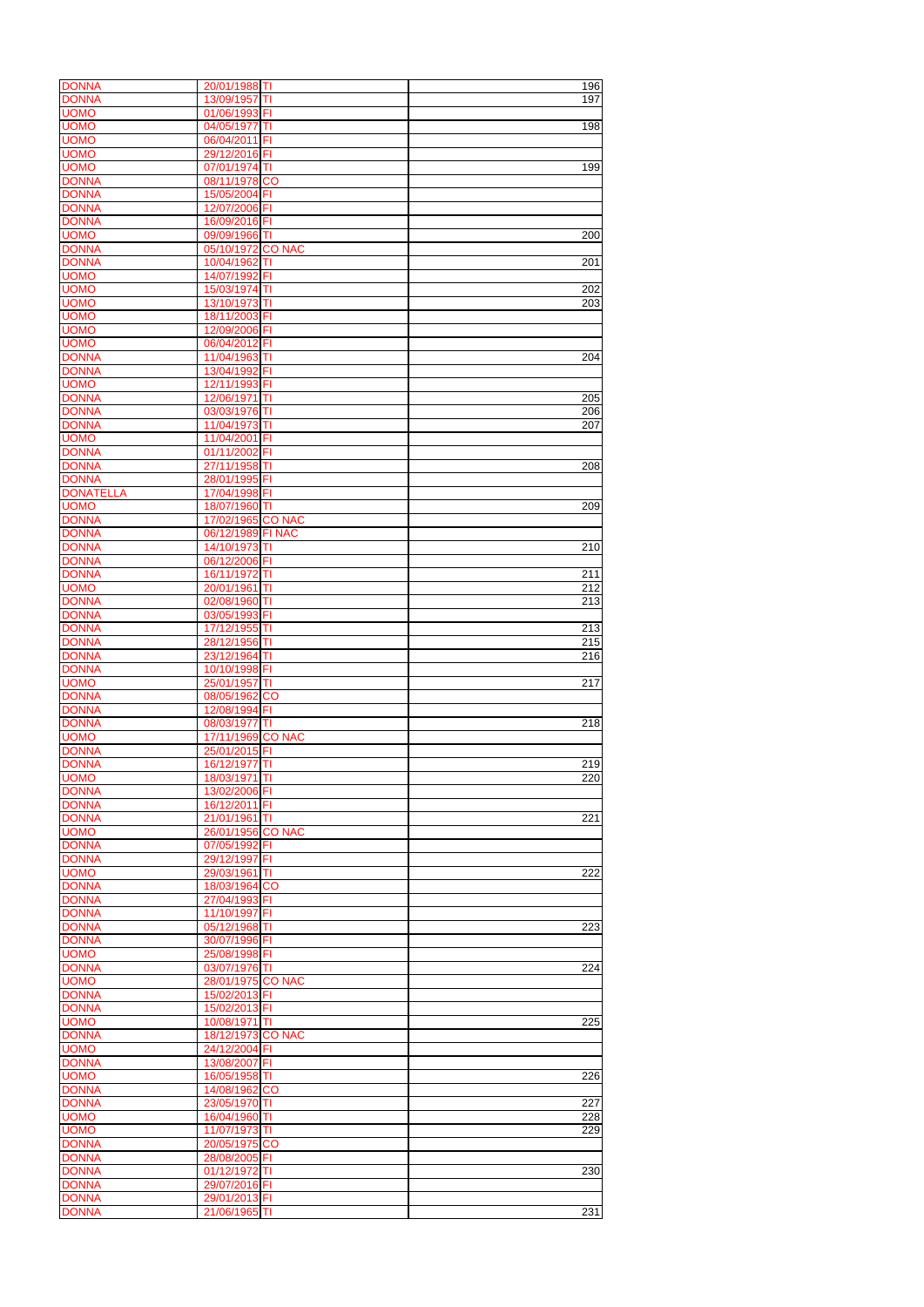| | | | |
|---|---|---|---|
| DONNA | 20/01/1988 | TI | 196 |
| DONNA | 13/09/1957 | TI | 197 |
| UOMO | 01/06/1993 | FI | |
| UOMO | 04/05/1977 | TI | 198 |
| UOMO | 06/04/2011 | FI | |
| UOMO | 29/12/2016 | FI | |
| UOMO | 07/01/1974 | TI | 199 |
| DONNA | 08/11/1978 | CO | |
| DONNA | 15/05/2004 | FI | |
| DONNA | 12/07/2006 | FI | |
| DONNA | 16/09/2016 | FI | |
| UOMO | 09/09/1966 | TI | 200 |
| DONNA | 05/10/1972 | CO NAC | |
| DONNA | 10/04/1962 | TI | 201 |
| UOMO | 14/07/1992 | FI | |
| UOMO | 15/03/1974 | TI | 202 |
| UOMO | 13/10/1973 | TI | 203 |
| UOMO | 18/11/2003 | FI | |
| UOMO | 12/09/2006 | FI | |
| UOMO | 06/04/2012 | FI | |
| DONNA | 11/04/1963 | TI | 204 |
| DONNA | 13/04/1992 | FI | |
| UOMO | 12/11/1993 | FI | |
| DONNA | 12/06/1971 | TI | 205 |
| DONNA | 03/03/1976 | TI | 206 |
| DONNA | 11/04/1973 | TI | 207 |
| UOMO | 11/04/2001 | FI | |
| DONNA | 01/11/2002 | FI | |
| DONNA | 27/11/1958 | TI | 208 |
| DONNA | 28/01/1995 | FI | |
| DONATELLA | 17/04/1998 | FI | |
| UOMO | 18/07/1960 | TI | 209 |
| DONNA | 17/02/1965 | CO NAC | |
| DONNA | 06/12/1989 | FI NAC | |
| DONNA | 14/10/1973 | TI | 210 |
| DONNA | 06/12/2006 | FI | |
| DONNA | 16/11/1972 | TI | 211 |
| UOMO | 20/01/1961 | TI | 212 |
| DONNA | 02/08/1960 | TI | 213 |
| DONNA | 03/05/1993 | FI | |
| DONNA | 17/12/1955 | TI | 213 |
| DONNA | 28/12/1956 | TI | 215 |
| DONNA | 23/12/1964 | TI | 216 |
| DONNA | 10/10/1998 | FI | |
| UOMO | 25/01/1957 | TI | 217 |
| DONNA | 08/05/1962 | CO | |
| DONNA | 12/08/1994 | FI | |
| DONNA | 08/03/1977 | TI | 218 |
| UOMO | 17/11/1969 | CO NAC | |
| DONNA | 25/01/2015 | FI | |
| DONNA | 16/12/1977 | TI | 219 |
| UOMO | 18/03/1971 | TI | 220 |
| DONNA | 13/02/2006 | FI | |
| DONNA | 16/12/2011 | FI | |
| DONNA | 21/01/1961 | TI | 221 |
| UOMO | 26/01/1956 | CO NAC | |
| DONNA | 07/05/1992 | FI | |
| DONNA | 29/12/1997 | FI | |
| UOMO | 29/03/1961 | TI | 222 |
| DONNA | 18/03/1964 | CO | |
| DONNA | 27/04/1993 | FI | |
| DONNA | 11/10/1997 | FI | |
| DONNA | 05/12/1968 | TI | 223 |
| DONNA | 30/07/1996 | FI | |
| UOMO | 25/08/1998 | FI | |
| DONNA | 03/07/1976 | TI | 224 |
| UOMO | 28/01/1975 | CO NAC | |
| DONNA | 15/02/2013 | FI | |
| DONNA | 15/02/2013 | FI | |
| UOMO | 10/08/1971 | TI | 225 |
| DONNA | 18/12/1973 | CO NAC | |
| UOMO | 24/12/2004 | FI | |
| DONNA | 13/08/2007 | FI | |
| UOMO | 16/05/1958 | TI | 226 |
| DONNA | 14/08/1962 | CO | |
| DONNA | 23/05/1970 | TI | 227 |
| UOMO | 16/04/1960 | TI | 228 |
| UOMO | 11/07/1973 | TI | 229 |
| DONNA | 20/05/1975 | CO | |
| DONNA | 28/08/2005 | FI | |
| DONNA | 01/12/1972 | TI | 230 |
| DONNA | 29/07/2016 | FI | |
| DONNA | 29/01/2013 | FI | |
| DONNA | 21/06/1965 | TI | 231 |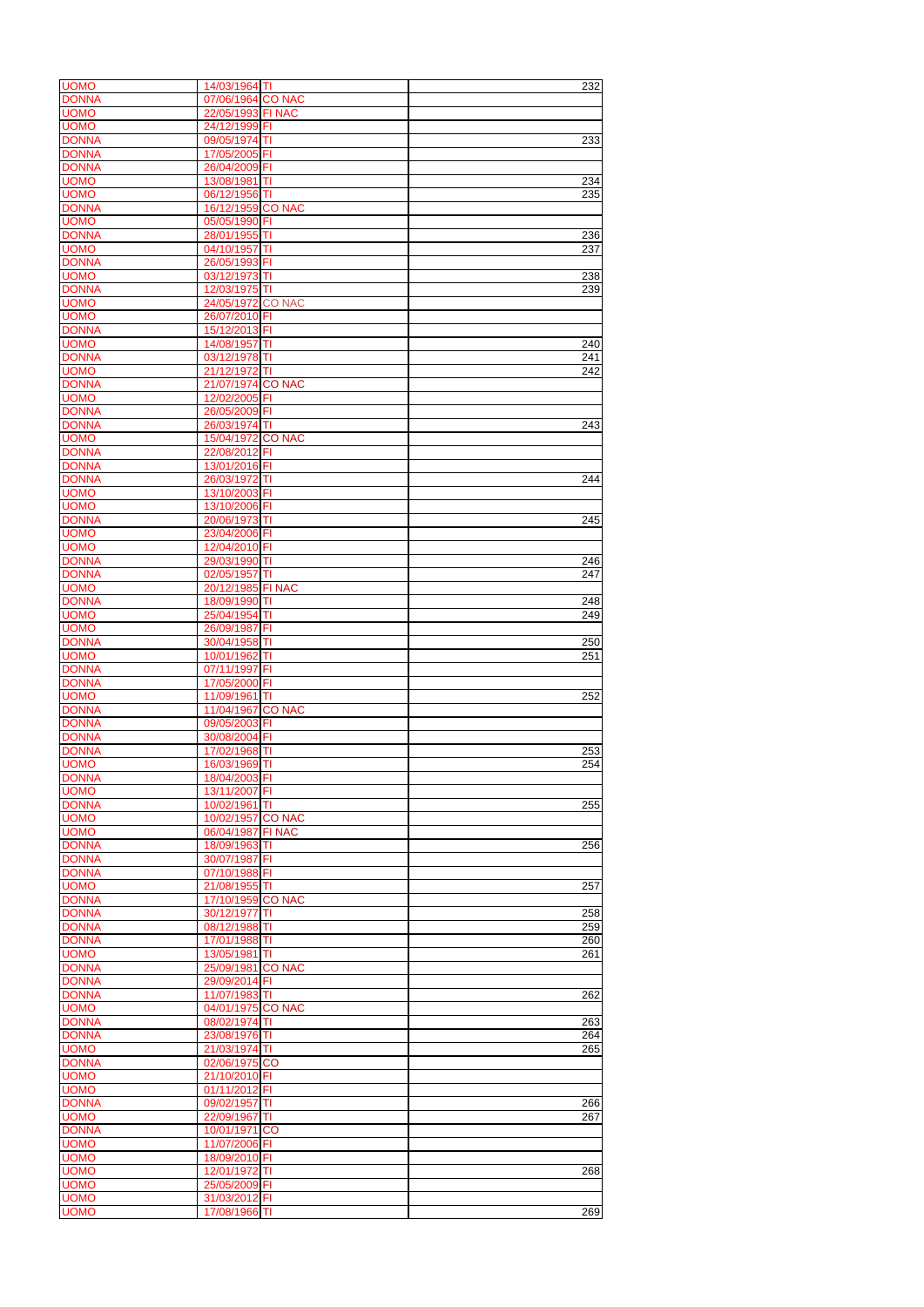| UOMO | 14/03/1964 | TI | 232 |
|---|---|---|---|
| DONNA | 07/06/1964 | CO NAC | |
| UOMO | 22/05/1993 | FI NAC | |
| UOMO | 24/12/1999 | FI | |
| DONNA | 09/05/1974 | TI | 233 |
| DONNA | 17/05/2005 | FI | |
| DONNA | 26/04/2009 | FI | |
| UOMO | 13/08/1981 | TI | 234 |
| UOMO | 06/12/1956 | TI | 235 |
| DONNA | 16/12/1959 | CO NAC | |
| UOMO | 05/05/1990 | FI | |
| DONNA | 28/01/1955 | TI | 236 |
| UOMO | 04/10/1957 | TI | 237 |
| DONNA | 26/05/1993 | FI | |
| UOMO | 03/12/1973 | TI | 238 |
| DONNA | 12/03/1975 | TI | 239 |
| UOMO | 24/05/1972 | CO NAC | |
| UOMO | 26/07/2010 | FI | |
| DONNA | 15/12/2013 | FI | |
| UOMO | 14/08/1957 | TI | 240 |
| DONNA | 03/12/1978 | TI | 241 |
| UOMO | 21/12/1972 | TI | 242 |
| DONNA | 21/07/1974 | CO NAC | |
| UOMO | 12/02/2005 | FI | |
| DONNA | 26/05/2009 | FI | |
| DONNA | 26/03/1974 | TI | 243 |
| UOMO | 15/04/1972 | CO NAC | |
| DONNA | 22/08/2012 | FI | |
| DONNA | 13/01/2016 | FI | |
| DONNA | 26/03/1972 | TI | 244 |
| UOMO | 13/10/2003 | FI | |
| UOMO | 13/10/2006 | FI | |
| DONNA | 20/06/1973 | TI | 245 |
| UOMO | 23/04/2006 | FI | |
| UOMO | 12/04/2010 | FI | |
| DONNA | 29/03/1990 | TI | 246 |
| DONNA | 02/05/1957 | TI | 247 |
| UOMO | 20/12/1985 | FI NAC | |
| DONNA | 18/09/1990 | TI | 248 |
| UOMO | 25/04/1954 | TI | 249 |
| UOMO | 26/09/1987 | FI | |
| DONNA | 30/04/1958 | TI | 250 |
| UOMO | 10/01/1962 | TI | 251 |
| DONNA | 07/11/1997 | FI | |
| DONNA | 17/05/2000 | FI | |
| UOMO | 11/09/1961 | TI | 252 |
| DONNA | 11/04/1967 | CO NAC | |
| DONNA | 09/05/2003 | FI | |
| DONNA | 30/08/2004 | FI | |
| DONNA | 17/02/1968 | TI | 253 |
| UOMO | 16/03/1969 | TI | 254 |
| DONNA | 18/04/2003 | FI | |
| UOMO | 13/11/2007 | FI | |
| DONNA | 10/02/1961 | TI | 255 |
| UOMO | 10/02/1957 | CO NAC | |
| UOMO | 06/04/1987 | FI NAC | |
| DONNA | 18/09/1963 | TI | 256 |
| DONNA | 30/07/1987 | FI | |
| DONNA | 07/10/1988 | FI | |
| UOMO | 21/08/1955 | TI | 257 |
| DONNA | 17/10/1959 | CO NAC | |
| DONNA | 30/12/1977 | TI | 258 |
| DONNA | 08/12/1988 | TI | 259 |
| DONNA | 17/01/1988 | TI | 260 |
| UOMO | 13/05/1981 | TI | 261 |
| DONNA | 25/09/1981 | CO NAC | |
| DONNA | 29/09/2014 | FI | |
| DONNA | 11/07/1983 | TI | 262 |
| UOMO | 04/01/1975 | CO NAC | |
| DONNA | 08/02/1974 | TI | 263 |
| DONNA | 23/08/1976 | TI | 264 |
| UOMO | 21/03/1974 | TI | 265 |
| DONNA | 02/06/1975 | CO | |
| UOMO | 21/10/2010 | FI | |
| UOMO | 01/11/2012 | FI | |
| DONNA | 09/02/1957 | TI | 266 |
| UOMO | 22/09/1967 | TI | 267 |
| DONNA | 10/01/1971 | CO | |
| UOMO | 11/07/2006 | FI | |
| UOMO | 18/09/2010 | FI | |
| UOMO | 12/01/1972 | TI | 268 |
| UOMO | 25/05/2009 | FI | |
| UOMO | 31/03/2012 | FI | |
| UOMO | 17/08/1966 | TI | 269 |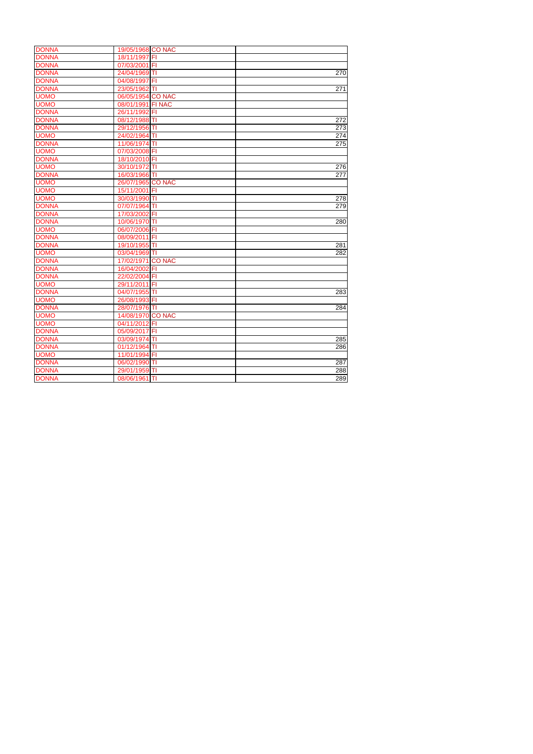| | | | |
|---|---|---|---|
| DONNA | 19/05/1968 | CO NAC | |
| DONNA | 18/11/1997 | FI | |
| DONNA | 07/03/2001 | FI | |
| DONNA | 24/04/1969 | TI | 270 |
| DONNA | 04/08/1997 | FI | |
| DONNA | 23/05/1962 | TI | 271 |
| UOMO | 06/05/1954 | CO NAC | |
| UOMO | 08/01/1991 | FI NAC | |
| DONNA | 26/11/1992 | FI | |
| DONNA | 08/12/1988 | TI | 272 |
| DONNA | 29/12/1956 | TI | 273 |
| UOMO | 24/02/1964 | TI | 274 |
| DONNA | 11/06/1974 | TI | 275 |
| UOMO | 07/03/2008 | FI | |
| DONNA | 18/10/2010 | FI | |
| UOMO | 30/10/1972 | TI | 276 |
| DONNA | 16/03/1966 | TI | 277 |
| UOMO | 26/07/1965 | CO NAC | |
| UOMO | 15/11/2001 | FI | |
| UOMO | 30/03/1990 | TI | 278 |
| DONNA | 07/07/1964 | TI | 279 |
| DONNA | 17/03/2002 | FI | |
| DONNA | 10/06/1970 | TI | 280 |
| UOMO | 06/07/2006 | FI | |
| DONNA | 08/09/2011 | FI | |
| DONNA | 19/10/1955 | TI | 281 |
| UOMO | 03/04/1969 | TI | 282 |
| DONNA | 17/02/1971 | CO NAC | |
| DONNA | 16/04/2002 | FI | |
| DONNA | 22/02/2004 | FI | |
| UOMO | 29/11/2011 | FI | |
| DONNA | 04/07/1955 | TI | 283 |
| UOMO | 26/08/1993 | FI | |
| DONNA | 28/07/1976 | TI | 284 |
| UOMO | 14/08/1970 | CO NAC | |
| UOMO | 04/11/2012 | FI | |
| DONNA | 05/09/2017 | FI | |
| DONNA | 03/09/1974 | TI | 285 |
| DONNA | 01/12/1964 | TI | 286 |
| UOMO | 11/01/1994 | FI | |
| DONNA | 06/02/1990 | TI | 287 |
| DONNA | 29/01/1959 | TI | 288 |
| DONNA | 08/06/1961 | TI | 289 |